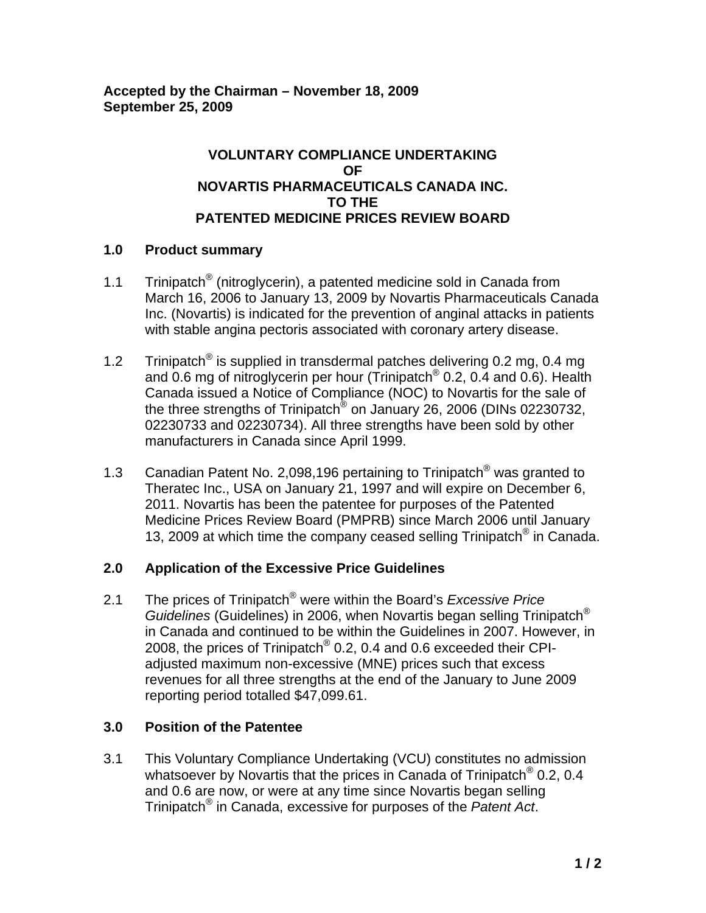**Accepted by the Chairman – November 18, 2009**
**September 25, 2009**

# VOLUNTARY COMPLIANCE UNDERTAKING OF NOVARTIS PHARMACEUTICALS CANADA INC. TO THE PATENTED MEDICINE PRICES REVIEW BOARD

## 1.0 Product summary

1.1 Trinipatch® (nitroglycerin), a patented medicine sold in Canada from March 16, 2006 to January 13, 2009 by Novartis Pharmaceuticals Canada Inc. (Novartis) is indicated for the prevention of anginal attacks in patients with stable angina pectoris associated with coronary artery disease.

1.2 Trinipatch® is supplied in transdermal patches delivering 0.2 mg, 0.4 mg and 0.6 mg of nitroglycerin per hour (Trinipatch® 0.2, 0.4 and 0.6). Health Canada issued a Notice of Compliance (NOC) to Novartis for the sale of the three strengths of Trinipatch® on January 26, 2006 (DINs 02230732, 02230733 and 02230734). All three strengths have been sold by other manufacturers in Canada since April 1999.

1.3 Canadian Patent No. 2,098,196 pertaining to Trinipatch® was granted to Theratec Inc., USA on January 21, 1997 and will expire on December 6, 2011. Novartis has been the patentee for purposes of the Patented Medicine Prices Review Board (PMPRB) since March 2006 until January 13, 2009 at which time the company ceased selling Trinipatch® in Canada.

## 2.0 Application of the Excessive Price Guidelines

2.1 The prices of Trinipatch® were within the Board's *Excessive Price Guidelines* (Guidelines) in 2006, when Novartis began selling Trinipatch® in Canada and continued to be within the Guidelines in 2007. However, in 2008, the prices of Trinipatch® 0.2, 0.4 and 0.6 exceeded their CPI-adjusted maximum non-excessive (MNE) prices such that excess revenues for all three strengths at the end of the January to June 2009 reporting period totalled $47,099.61.

## 3.0 Position of the Patentee

3.1 This Voluntary Compliance Undertaking (VCU) constitutes no admission whatsoever by Novartis that the prices in Canada of Trinipatch® 0.2, 0.4 and 0.6 are now, or were at any time since Novartis began selling Trinipatch® in Canada, excessive for purposes of the *Patent Act*.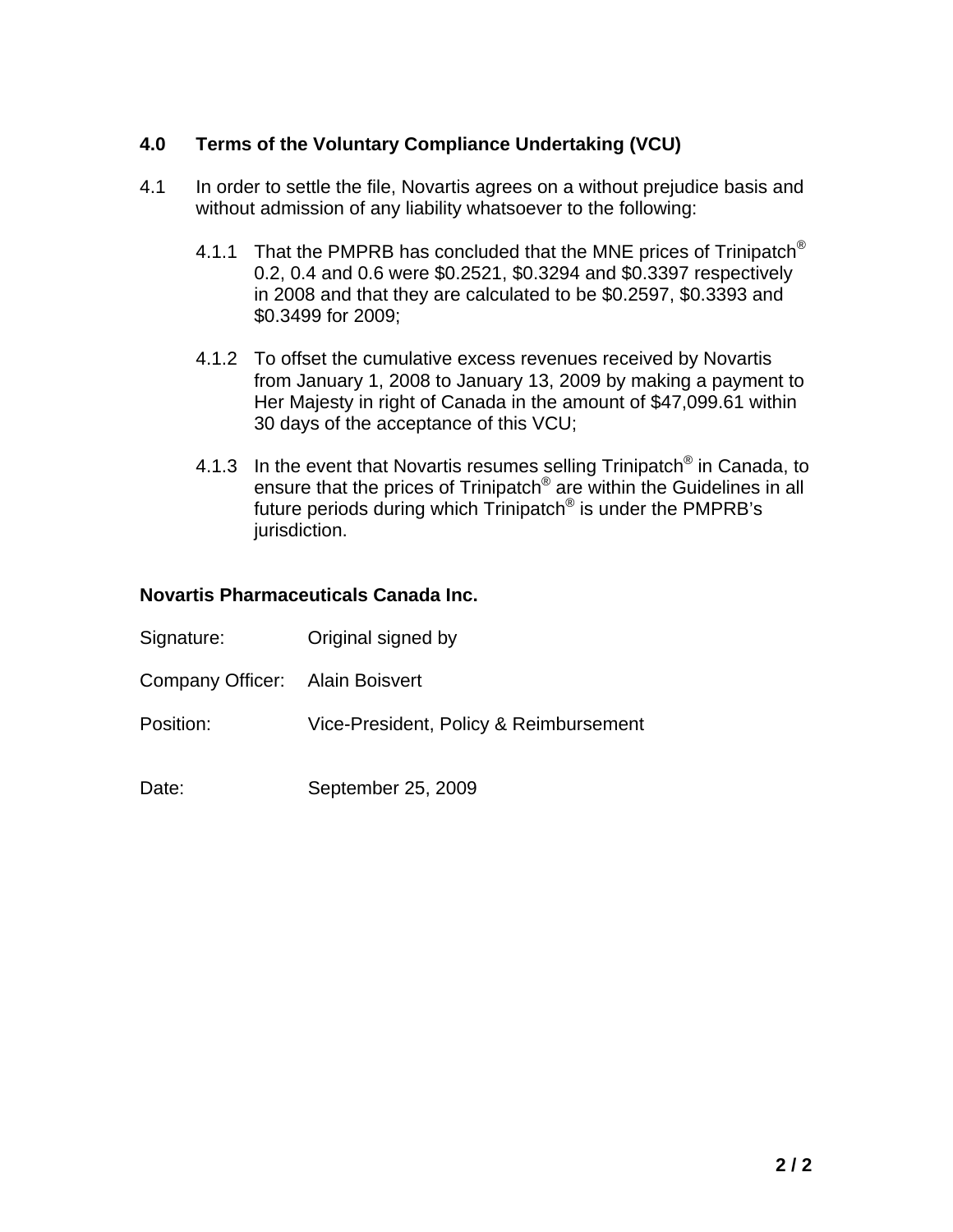## 4.0 Terms of the Voluntary Compliance Undertaking (VCU)

4.1 In order to settle the file, Novartis agrees on a without prejudice basis and without admission of any liability whatsoever to the following:

4.1.1 That the PMPRB has concluded that the MNE prices of Trinipatch® 0.2, 0.4 and 0.6 were $0.2521, $0.3294 and $0.3397 respectively in 2008 and that they are calculated to be $0.2597, $0.3393 and $0.3499 for 2009;

4.1.2 To offset the cumulative excess revenues received by Novartis from January 1, 2008 to January 13, 2009 by making a payment to Her Majesty in right of Canada in the amount of $47,099.61 within 30 days of the acceptance of this VCU;

4.1.3 In the event that Novartis resumes selling Trinipatch® in Canada, to ensure that the prices of Trinipatch® are within the Guidelines in all future periods during which Trinipatch® is under the PMPRB's jurisdiction.

**Novartis Pharmaceuticals Canada Inc.**

Signature: Original signed by

Company Officer: Alain Boisvert

Position: Vice-President, Policy & Reimbursement

Date: September 25, 2009